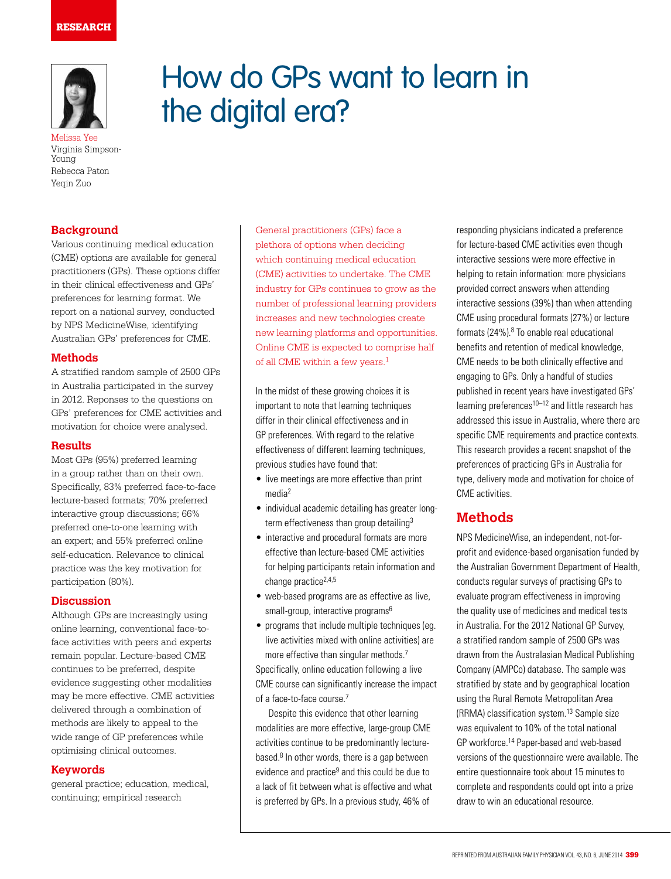RESEARCH

# How do GPs want to learn in the digital era?

Melissa Yee
Virginia Simpson-Young
Rebecca Paton
Yeqin Zuo

## Background

Various continuing medical education (CME) options are available for general practitioners (GPs). These options differ in their clinical effectiveness and GPs' preferences for learning format. We report on a national survey, conducted by NPS MedicineWise, identifying Australian GPs' preferences for CME.

## Methods

A stratified random sample of 2500 GPs in Australia participated in the survey in 2012. Reponses to the questions on GPs' preferences for CME activities and motivation for choice were analysed.

## Results

Most GPs (95%) preferred learning in a group rather than on their own. Specifically, 83% preferred face-to-face lecture-based formats; 70% preferred interactive group discussions; 66% preferred one-to-one learning with an expert; and 55% preferred online self-education. Relevance to clinical practice was the key motivation for participation (80%).

## Discussion

Although GPs are increasingly using online learning, conventional face-to-face activities with peers and experts remain popular. Lecture-based CME continues to be preferred, despite evidence suggesting other modalities may be more effective. CME activities delivered through a combination of methods are likely to appeal to the wide range of GP preferences while optimising clinical outcomes.

## Keywords

general practice; education, medical, continuing; empirical research

General practitioners (GPs) face a plethora of options when deciding which continuing medical education (CME) activities to undertake. The CME industry for GPs continues to grow as the number of professional learning providers increases and new technologies create new learning platforms and opportunities. Online CME is expected to comprise half of all CME within a few years.[1]

In the midst of these growing choices it is important to note that learning techniques differ in their clinical effectiveness and in GP preferences. With regard to the relative effectiveness of different learning techniques, previous studies have found that:

- live meetings are more effective than print media[2]
- individual academic detailing has greater long-term effectiveness than group detailing[3]
- interactive and procedural formats are more effective than lecture-based CME activities for helping participants retain information and change practice[2,4,5]
- web-based programs are as effective as live, small-group, interactive programs[6]
- programs that include multiple techniques (eg. live activities mixed with online activities) are more effective than singular methods.[7]

Specifically, online education following a live CME course can significantly increase the impact of a face-to-face course.[7]

Despite this evidence that other learning modalities are more effective, large-group CME activities continue to be predominantly lecture-based.[8] In other words, there is a gap between evidence and practice[9] and this could be due to a lack of fit between what is effective and what is preferred by GPs. In a previous study, 46% of responding physicians indicated a preference for lecture-based CME activities even though interactive sessions were more effective in helping to retain information: more physicians provided correct answers when attending interactive sessions (39%) than when attending CME using procedural formats (27%) or lecture formats (24%).[8] To enable real educational benefits and retention of medical knowledge, CME needs to be both clinically effective and engaging to GPs. Only a handful of studies published in recent years have investigated GPs' learning preferences[10–12] and little research has addressed this issue in Australia, where there are specific CME requirements and practice contexts. This research provides a recent snapshot of the preferences of practicing GPs in Australia for type, delivery mode and motivation for choice of CME activities.

## Methods

NPS MedicineWise, an independent, not-for-profit and evidence-based organisation funded by the Australian Government Department of Health, conducts regular surveys of practising GPs to evaluate program effectiveness in improving the quality use of medicines and medical tests in Australia. For the 2012 National GP Survey, a stratified random sample of 2500 GPs was drawn from the Australasian Medical Publishing Company (AMPCo) database. The sample was stratified by state and by geographical location using the Rural Remote Metropolitan Area (RRMA) classification system.[13] Sample size was equivalent to 10% of the total national GP workforce.[14] Paper-based and web-based versions of the questionnaire were available. The entire questionnaire took about 15 minutes to complete and respondents could opt into a prize draw to win an educational resource.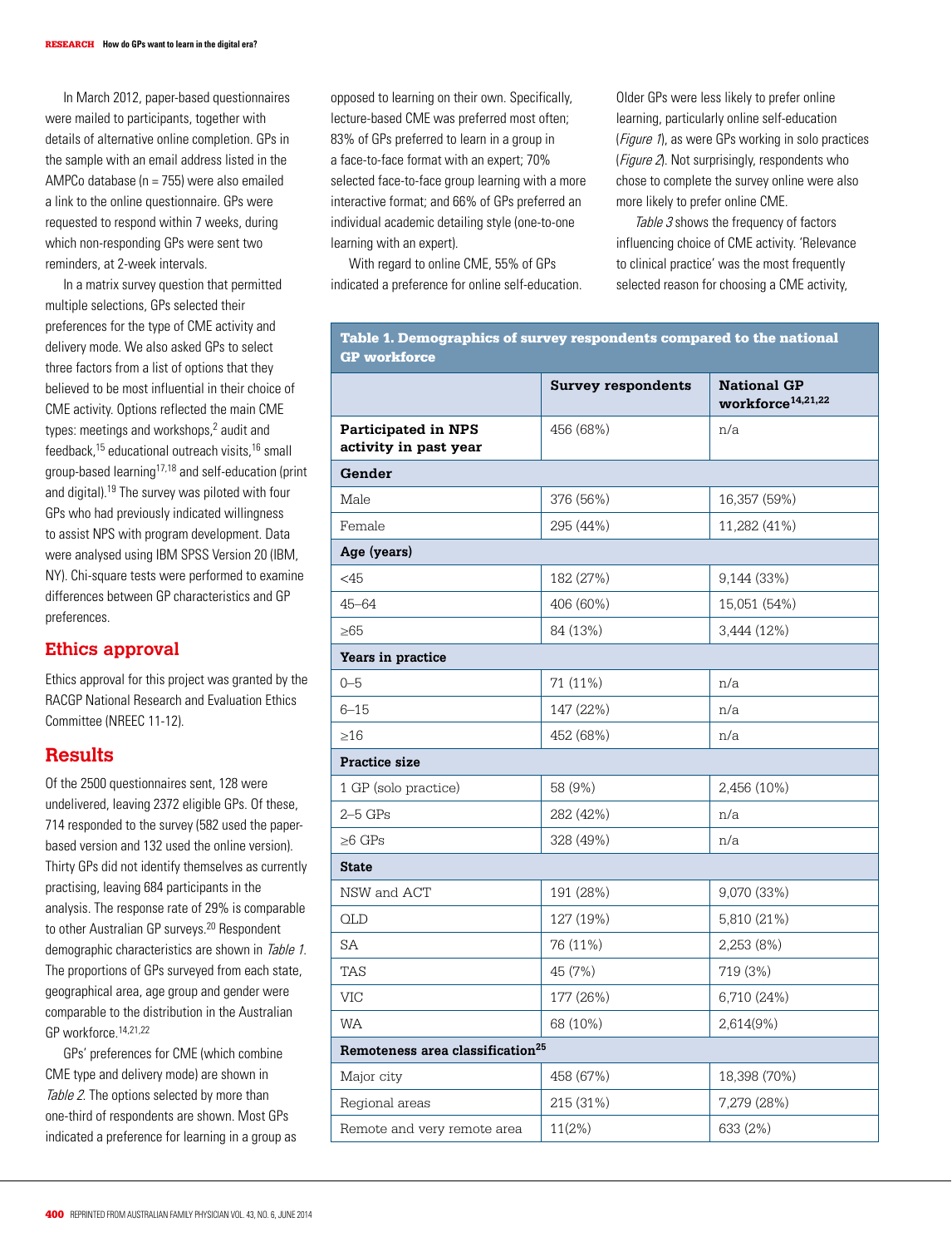In March 2012, paper-based questionnaires were mailed to participants, together with details of alternative online completion. GPs in the sample with an email address listed in the AMPCo database (n = 755) were also emailed a link to the online questionnaire. GPs were requested to respond within 7 weeks, during which non-responding GPs were sent two reminders, at 2-week intervals.

In a matrix survey question that permitted multiple selections, GPs selected their preferences for the type of CME activity and delivery mode. We also asked GPs to select three factors from a list of options that they believed to be most influential in their choice of CME activity. Options reflected the main CME types: meetings and workshops,[2] audit and feedback,[15] educational outreach visits,[16] small group-based learning[17,18] and self-education (print and digital).[19] The survey was piloted with four GPs who had previously indicated willingness to assist NPS with program development. Data were analysed using IBM SPSS Version 20 (IBM, NY). Chi-square tests were performed to examine differences between GP characteristics and GP preferences.

## Ethics approval

Ethics approval for this project was granted by the RACGP National Research and Evaluation Ethics Committee (NREEC 11-12).

## Results

Of the 2500 questionnaires sent, 128 were undelivered, leaving 2372 eligible GPs. Of these, 714 responded to the survey (582 used the paper-based version and 132 used the online version). Thirty GPs did not identify themselves as currently practising, leaving 684 participants in the analysis. The response rate of 29% is comparable to other Australian GP surveys.[20] Respondent demographic characteristics are shown in *Table 1*. The proportions of GPs surveyed from each state, geographical area, age group and gender were comparable to the distribution in the Australian GP workforce.[14,21,22]

GPs' preferences for CME (which combine CME type and delivery mode) are shown in *Table 2*. The options selected by more than one-third of respondents are shown. Most GPs indicated a preference for learning in a group as opposed to learning on their own. Specifically, lecture-based CME was preferred most often; 83% of GPs preferred to learn in a group in a face-to-face format with an expert; 70% selected face-to-face group learning with a more interactive format; and 66% of GPs preferred an individual academic detailing style (one-to-one learning with an expert).

With regard to online CME, 55% of GPs indicated a preference for online self-education. Older GPs were less likely to prefer online learning, particularly online self-education (*Figure 1*), as were GPs working in solo practices (*Figure 2*). Not surprisingly, respondents who chose to complete the survey online were also more likely to prefer online CME.

*Table 3* shows the frequency of factors influencing choice of CME activity. 'Relevance to clinical practice' was the most frequently selected reason for choosing a CME activity,

**Table 1. Demographics of survey respondents compared to the national GP workforce**

| | Survey respondents | National GP workforce[14,21,22] |
|---|---|---|
| **Participated in NPS activity in past year** | 456 (68%) | n/a |
| **Gender** | | |
| Male | 376 (56%) | 16,357 (59%) |
| Female | 295 (44%) | 11,282 (41%) |
| **Age (years)** | | |
| <45 | 182 (27%) | 9,144 (33%) |
| 45–64 | 406 (60%) | 15,051 (54%) |
| ≥65 | 84 (13%) | 3,444 (12%) |
| **Years in practice** | | |
| 0–5 | 71 (11%) | n/a |
| 6–15 | 147 (22%) | n/a |
| ≥16 | 452 (68%) | n/a |
| **Practice size** | | |
| 1 GP (solo practice) | 58 (9%) | 2,456 (10%) |
| 2–5 GPs | 282 (42%) | n/a |
| ≥6 GPs | 328 (49%) | n/a |
| **State** | | |
| NSW and ACT | 191 (28%) | 9,070 (33%) |
| QLD | 127 (19%) | 5,810 (21%) |
| SA | 76 (11%) | 2,253 (8%) |
| TAS | 45 (7%) | 719 (3%) |
| VIC | 177 (26%) | 6,710 (24%) |
| WA | 68 (10%) | 2,614(9%) |
| **Remoteness area classification[25]** | | |
| Major city | 458 (67%) | 18,398 (70%) |
| Regional areas | 215 (31%) | 7,279 (28%) |
| Remote and very remote area | 11(2%) | 633 (2%) |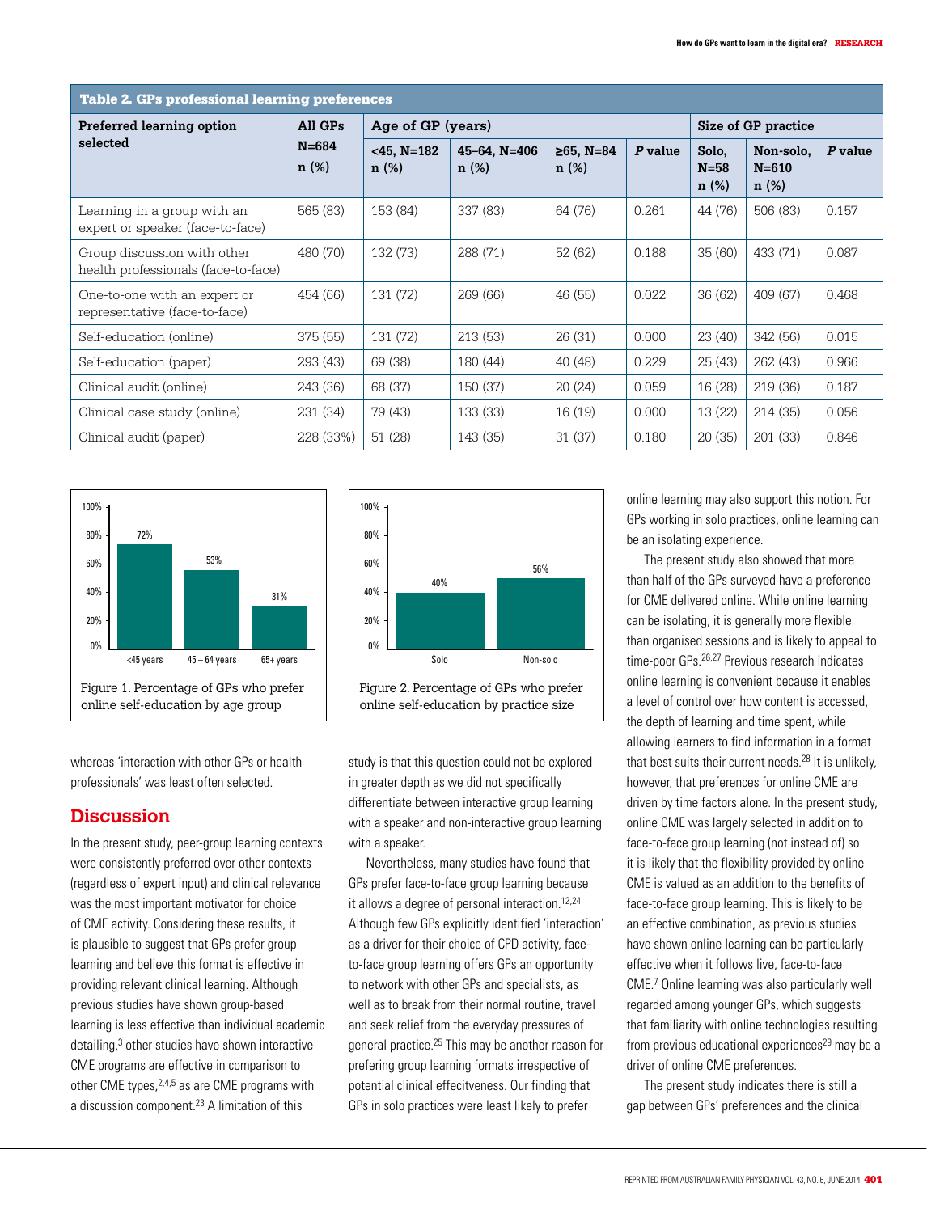**Table 2. GPs professional learning preferences**

| Preferred learning option selected | All GPs N=684 n (%) | Age of GP (years) | | | | Size of GP practice | | |
|---|---|---|---|---|---|---|---|---|
| | | <45, N=182 n (%) | 45–64, N=406 n (%) | ≥65, N=84 n (%) | *P* value | Solo, N=58 n (%) | Non-solo, N=610 n (%) | *P* value |
| Learning in a group with an expert or speaker (face-to-face) | 565 (83) | 153 (84) | 337 (83) | 64 (76) | 0.261 | 44 (76) | 506 (83) | 0.157 |
| Group discussion with other health professionals (face-to-face) | 480 (70) | 132 (73) | 288 (71) | 52 (62) | 0.188 | 35 (60) | 433 (71) | 0.087 |
| One-to-one with an expert or representative (face-to-face) | 454 (66) | 131 (72) | 269 (66) | 46 (55) | 0.022 | 36 (62) | 409 (67) | 0.468 |
| Self-education (online) | 375 (55) | 131 (72) | 213 (53) | 26 (31) | 0.000 | 23 (40) | 342 (56) | 0.015 |
| Self-education (paper) | 293 (43) | 69 (38) | 180 (44) | 40 (48) | 0.229 | 25 (43) | 262 (43) | 0.966 |
| Clinical audit (online) | 243 (36) | 68 (37) | 150 (37) | 20 (24) | 0.059 | 16 (28) | 219 (36) | 0.187 |
| Clinical case study (online) | 231 (34) | 79 (43) | 133 (33) | 16 (19) | 0.000 | 13 (22) | 214 (35) | 0.056 |
| Clinical audit (paper) | 228 (33%) | 51 (28) | 143 (35) | 31 (37) | 0.180 | 20 (35) | 201 (33) | 0.846 |

Figure 1. Percentage of GPs who prefer online self-education by age group

Figure 2. Percentage of GPs who prefer online self-education by practice size

whereas 'interaction with other GPs or health professionals' was least often selected.

## Discussion

In the present study, peer-group learning contexts were consistently preferred over other contexts (regardless of expert input) and clinical relevance was the most important motivator for choice of CME activity. Considering these results, it is plausible to suggest that GPs prefer group learning and believe this format is effective in providing relevant clinical learning. Although previous studies have shown group-based learning is less effective than individual academic detailing,[3] other studies have shown interactive CME programs are effective in comparison to other CME types,[2,4,5] as are CME programs with a discussion component.[23] A limitation of this study is that this question could not be explored in greater depth as we did not specifically differentiate between interactive group learning with a speaker and non-interactive group learning with a speaker.

Nevertheless, many studies have found that GPs prefer face-to-face group learning because it allows a degree of personal interaction.[12,24] Although few GPs explicitly identified 'interaction' as a driver for their choice of CPD activity, face-to-face group learning offers GPs an opportunity to network with other GPs and specialists, as well as to break from their normal routine, travel and seek relief from the everyday pressures of general practice.[25] This may be another reason for prefering group learning formats irrespective of potential clinical effecitveness. Our finding that GPs in solo practices were least likely to prefer online learning may also support this notion. For GPs working in solo practices, online learning can be an isolating experience.

The present study also showed that more than half of the GPs surveyed have a preference for CME delivered online. While online learning can be isolating, it is generally more flexible than organised sessions and is likely to appeal to time-poor GPs.[26,27] Previous research indicates online learning is convenient because it enables a level of control over how content is accessed, the depth of learning and time spent, while allowing learners to find information in a format that best suits their current needs.[28] It is unlikely, however, that preferences for online CME are driven by time factors alone. In the present study, online CME was largely selected in addition to face-to-face group learning (not instead of) so it is likely that the flexibility provided by online CME is valued as an addition to the benefits of face-to-face group learning. This is likely to be an effective combination, as previous studies have shown online learning can be particularly effective when it follows live, face-to-face CME.[7] Online learning was also particularly well regarded among younger GPs, which suggests that familiarity with online technologies resulting from previous educational experiences[29] may be a driver of online CME preferences.

The present study indicates there is still a gap between GPs' preferences and the clinical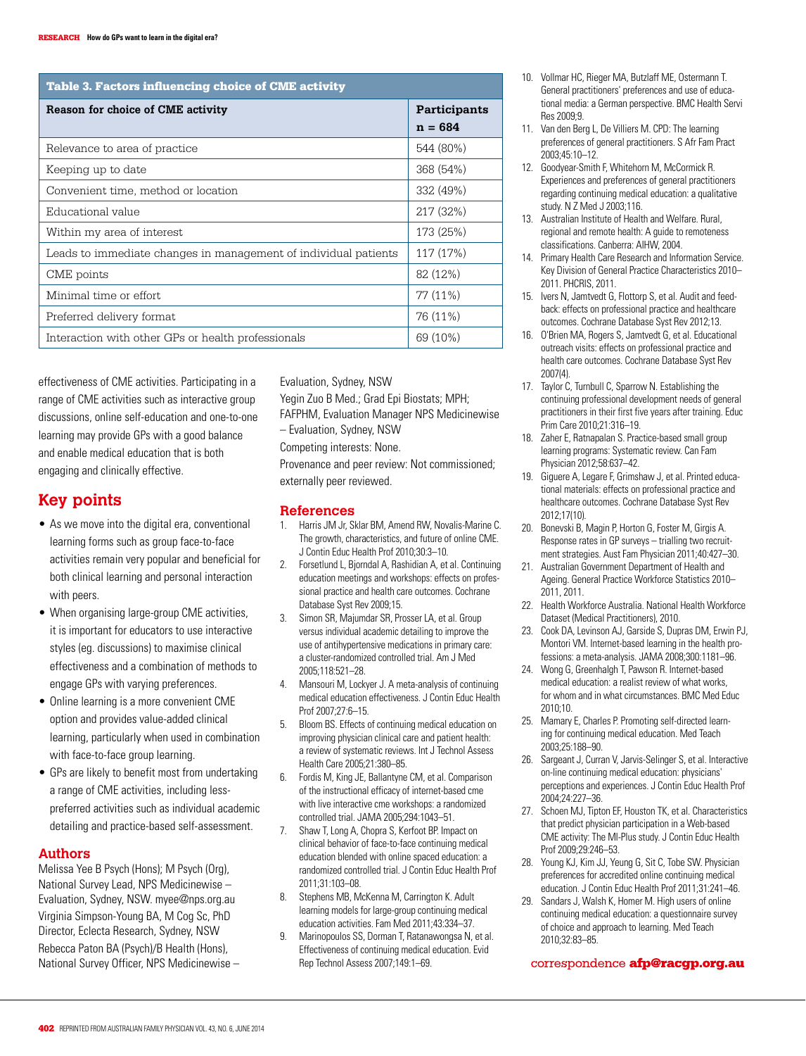**Table 3. Factors influencing choice of CME activity**

| Reason for choice of CME activity | Participants n = 684 |
| --- | --- |
| Relevance to area of practice | 544 (80%) |
| Keeping up to date | 368 (54%) |
| Convenient time, method or location | 332 (49%) |
| Educational value | 217 (32%) |
| Within my area of interest | 173 (25%) |
| Leads to immediate changes in management of individual patients | 117 (17%) |
| CME points | 82 (12%) |
| Minimal time or effort | 77 (11%) |
| Preferred delivery format | 76 (11%) |
| Interaction with other GPs or health professionals | 69 (10%) |

effectiveness of CME activities. Participating in a range of CME activities such as interactive group discussions, online self-education and one-to-one learning may provide GPs with a good balance and enable medical education that is both engaging and clinically effective.

## Key points

- As we move into the digital era, conventional learning forms such as group face-to-face activities remain very popular and beneficial for both clinical learning and personal interaction with peers.
- When organising large-group CME activities, it is important for educators to use interactive styles (eg. discussions) to maximise clinical effectiveness and a combination of methods to engage GPs with varying preferences.
- Online learning is a more convenient CME option and provides value-added clinical learning, particularly when used in combination with face-to-face group learning.
- GPs are likely to benefit most from undertaking a range of CME activities, including less-preferred activities such as individual academic detailing and practice-based self-assessment.

## Authors

Melissa Yee B Psych (Hons); M Psych (Org), National Survey Lead, NPS Medicinewise – Evaluation, Sydney, NSW. myee@nps.org.au

Virginia Simpson-Young BA, M Cog Sc, PhD Director, Eclecta Research, Sydney, NSW

Rebecca Paton BA (Psych)/B Health (Hons), National Survey Officer, NPS Medicinewise – Evaluation, Sydney, NSW

Yegin Zuo B Med.; Grad Epi Biostats; MPH; FAFPHM, Evaluation Manager NPS Medicinewise – Evaluation, Sydney, NSW

Competing interests: None.

Provenance and peer review: Not commissioned; externally peer reviewed.

## References

1. Harris JM Jr, Sklar BM, Amend RW, Novalis-Marine C. The growth, characteristics, and future of online CME. J Contin Educ Health Prof 2010;30:3–10.
2. Forsetlund L, Bjorndal A, Rashidian A, et al. Continuing education meetings and workshops: effects on professional practice and health care outcomes. Cochrane Database Syst Rev 2009;15.
3. Simon SR, Majumdar SR, Prosser LA, et al. Group versus individual academic detailing to improve the use of antihypertensive medications in primary care: a cluster-randomized controlled trial. Am J Med 2005;118:521–28.
4. Mansouri M, Lockyer J. A meta-analysis of continuing medical education effectiveness. J Contin Educ Health Prof 2007;27:6–15.
5. Bloom BS. Effects of continuing medical education on improving physician clinical care and patient health: a review of systematic reviews. Int J Technol Assess Health Care 2005;21:380–85.
6. Fordis M, King JE, Ballantyne CM, et al. Comparison of the instructional efficacy of internet-based cme with live interactive cme workshops: a randomized controlled trial. JAMA 2005;294:1043–51.
7. Shaw T, Long A, Chopra S, Kerfoot BP. Impact on clinical behavior of face-to-face continuing medical education blended with online spaced education: a randomized controlled trial. J Contin Educ Health Prof 2011;31:103–08.
8. Stephens MB, McKenna M, Carrington K. Adult learning models for large-group continuing medical education activities. Fam Med 2011;43:334–37.
9. Marinopoulos SS, Dorman T, Ratanawongsa N, et al. Effectiveness of continuing medical education. Evid Rep Technol Assess 2007;149:1–69.
10. Vollmar HC, Rieger MA, Butzlaff ME, Ostermann T. General practitioners' preferences and use of educational media: a German perspective. BMC Health Servi Res 2009;9.
11. Van den Berg L, De Villiers M. CPD: The learning preferences of general practitioners. S Afr Fam Pract 2003;45:10–12.
12. Goodyear-Smith F, Whitehorn M, McCormick R. Experiences and preferences of general practitioners regarding continuing medical education: a qualitative study. N Z Med J 2003;116.
13. Australian Institute of Health and Welfare. Rural, regional and remote health: A guide to remoteness classifications. Canberra: AIHW, 2004.
14. Primary Health Care Research and Information Service. Key Division of General Practice Characteristics 2010–2011. PHCRIS, 2011.
15. Ivers N, Jamtvedt G, Flottorp S, et al. Audit and feedback: effects on professional practice and healthcare outcomes. Cochrane Database Syst Rev 2012;13.
16. O'Brien MA, Rogers S, Jamtvedt G, et al. Educational outreach visits: effects on professional practice and health care outcomes. Cochrane Database Syst Rev 2007(4).
17. Taylor C, Turnbull C, Sparrow N. Establishing the continuing professional development needs of general practitioners in their first five years after training. Educ Prim Care 2010;21:316–19.
18. Zaher E, Ratnapalan S. Practice-based small group learning programs: Systematic review. Can Fam Physician 2012;58:637–42.
19. Giguere A, Legare F, Grimshaw J, et al. Printed educational materials: effects on professional practice and healthcare outcomes. Cochrane Database Syst Rev 2012;17(10).
20. Bonevski B, Magin P, Horton G, Foster M, Girgis A. Response rates in GP surveys – trialling two recruitment strategies. Aust Fam Physician 2011;40:427–30.
21. Australian Government Department of Health and Ageing. General Practice Workforce Statistics 2010–2011, 2011.
22. Health Workforce Australia. National Health Workforce Dataset (Medical Practitioners), 2010.
23. Cook DA, Levinson AJ, Garside S, Dupras DM, Erwin PJ, Montori VM. Internet-based learning in the health professions: a meta-analysis. JAMA 2008;300:1181–96.
24. Wong G, Greenhalgh T, Pawson R. Internet-based medical education: a realist review of what works, for whom and in what circumstances. BMC Med Educ 2010;10.
25. Mamary E, Charles P. Promoting self-directed learning for continuing medical education. Med Teach 2003;25:188–90.
26. Sargeant J, Curran V, Jarvis-Selinger S, et al. Interactive on-line continuing medical education: physicians' perceptions and experiences. J Contin Educ Health Prof 2004;24:227–36.
27. Schoen MJ, Tipton EF, Houston TK, et al. Characteristics that predict physician participation in a Web-based CME activity: The MI-Plus study. J Contin Educ Health Prof 2009;29:246–53.
28. Young KJ, Kim JJ, Yeung G, Sit C, Tobe SW. Physician preferences for accredited online continuing medical education. J Contin Educ Health Prof 2011;31:241–46.
29. Sandars J, Walsh K, Homer M. High users of online continuing medical education: a questionnaire survey of choice and approach to learning. Med Teach 2010;32:83–85.

correspondence **afp@racgp.org.au**